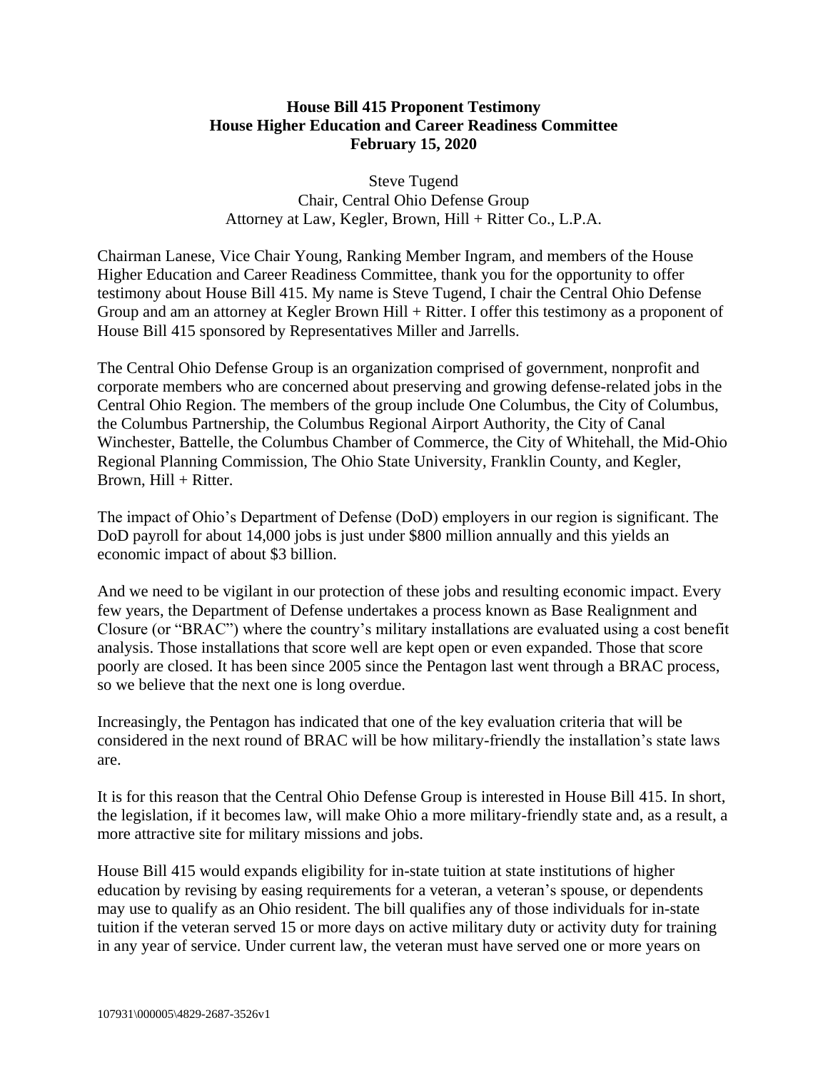**House Bill 415 Proponent Testimony**
**House Higher Education and Career Readiness Committee**
**February 15, 2020**

Steve Tugend
Chair, Central Ohio Defense Group
Attorney at Law, Kegler, Brown, Hill + Ritter Co., L.P.A.

Chairman Lanese, Vice Chair Young, Ranking Member Ingram, and members of the House Higher Education and Career Readiness Committee, thank you for the opportunity to offer testimony about House Bill 415. My name is Steve Tugend, I chair the Central Ohio Defense Group and am an attorney at Kegler Brown Hill + Ritter. I offer this testimony as a proponent of House Bill 415 sponsored by Representatives Miller and Jarrells.

The Central Ohio Defense Group is an organization comprised of government, nonprofit and corporate members who are concerned about preserving and growing defense-related jobs in the Central Ohio Region. The members of the group include One Columbus, the City of Columbus, the Columbus Partnership, the Columbus Regional Airport Authority, the City of Canal Winchester, Battelle, the Columbus Chamber of Commerce, the City of Whitehall, the Mid-Ohio Regional Planning Commission, The Ohio State University, Franklin County, and Kegler, Brown, Hill + Ritter.

The impact of Ohio's Department of Defense (DoD) employers in our region is significant. The DoD payroll for about 14,000 jobs is just under $800 million annually and this yields an economic impact of about $3 billion.

And we need to be vigilant in our protection of these jobs and resulting economic impact. Every few years, the Department of Defense undertakes a process known as Base Realignment and Closure (or "BRAC") where the country's military installations are evaluated using a cost benefit analysis. Those installations that score well are kept open or even expanded. Those that score poorly are closed. It has been since 2005 since the Pentagon last went through a BRAC process, so we believe that the next one is long overdue.

Increasingly, the Pentagon has indicated that one of the key evaluation criteria that will be considered in the next round of BRAC will be how military-friendly the installation's state laws are.

It is for this reason that the Central Ohio Defense Group is interested in House Bill 415. In short, the legislation, if it becomes law, will make Ohio a more military-friendly state and, as a result, a more attractive site for military missions and jobs.

House Bill 415 would expands eligibility for in-state tuition at state institutions of higher education by revising by easing requirements for a veteran, a veteran's spouse, or dependents may use to qualify as an Ohio resident. The bill qualifies any of those individuals for in-state tuition if the veteran served 15 or more days on active military duty or activity duty for training in any year of service. Under current law, the veteran must have served one or more years on

107931\000005\4829-2687-3526v1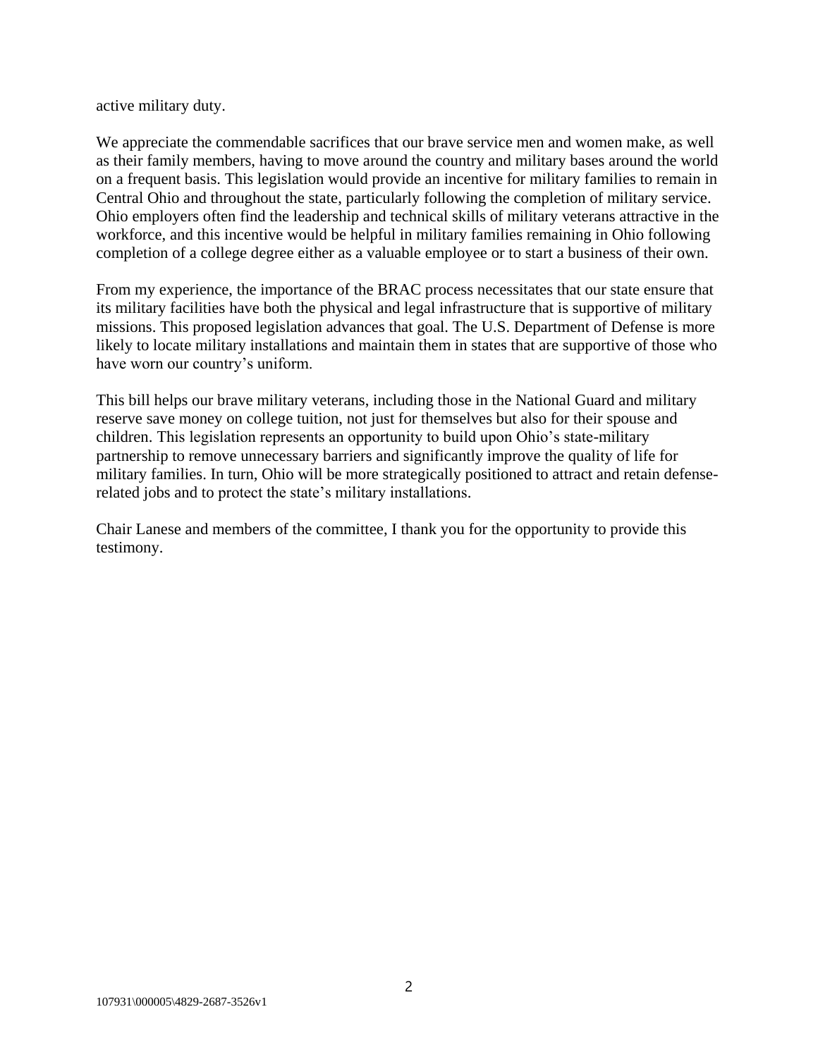active military duty.

We appreciate the commendable sacrifices that our brave service men and women make, as well as their family members, having to move around the country and military bases around the world on a frequent basis. This legislation would provide an incentive for military families to remain in Central Ohio and throughout the state, particularly following the completion of military service. Ohio employers often find the leadership and technical skills of military veterans attractive in the workforce, and this incentive would be helpful in military families remaining in Ohio following completion of a college degree either as a valuable employee or to start a business of their own.

From my experience, the importance of the BRAC process necessitates that our state ensure that its military facilities have both the physical and legal infrastructure that is supportive of military missions. This proposed legislation advances that goal. The U.S. Department of Defense is more likely to locate military installations and maintain them in states that are supportive of those who have worn our country's uniform.

This bill helps our brave military veterans, including those in the National Guard and military reserve save money on college tuition, not just for themselves but also for their spouse and children. This legislation represents an opportunity to build upon Ohio's state-military partnership to remove unnecessary barriers and significantly improve the quality of life for military families. In turn, Ohio will be more strategically positioned to attract and retain defense-related jobs and to protect the state's military installations.

Chair Lanese and members of the committee, I thank you for the opportunity to provide this testimony.

107931\000005\4829-2687-3526v1